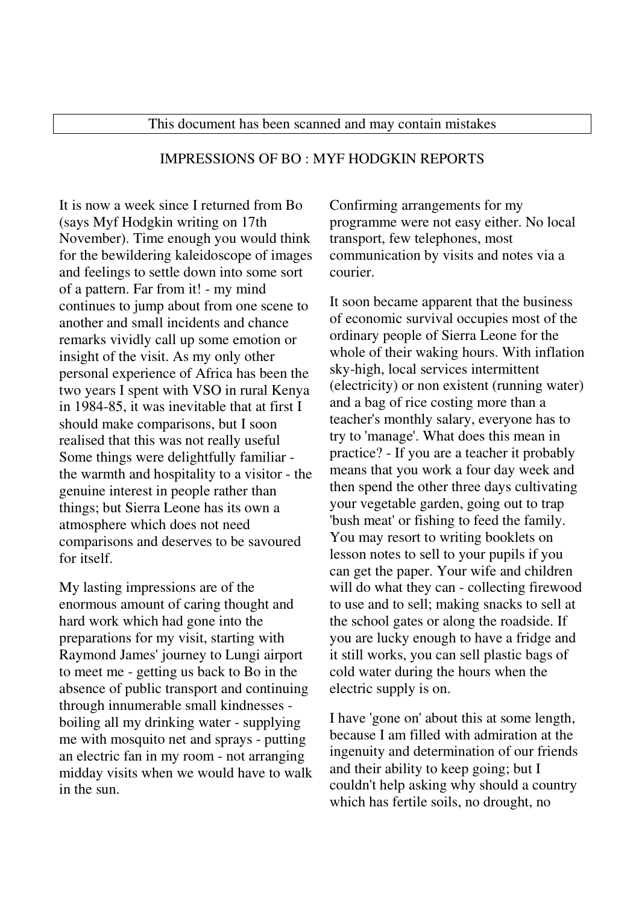This document has been scanned and may contain mistakes

## IMPRESSIONS OF BO : MYF HODGKIN REPORTS

It is now a week since I returned from Bo (says Myf Hodgkin writing on 17th November). Time enough you would think for the bewildering kaleidoscope of images and feelings to settle down into some sort of a pattern. Far from it! - my mind continues to jump about from one scene to another and small incidents and chance remarks vividly call up some emotion or insight of the visit. As my only other personal experience of Africa has been the two years I spent with VSO in rural Kenya in 1984-85, it was inevitable that at first I should make comparisons, but I soon realised that this was not really useful Some things were delightfully familiar - the warmth and hospitality to a visitor - the genuine interest in people rather than things; but Sierra Leone has its own a atmosphere which does not need comparisons and deserves to be savoured for itself.

My lasting impressions are of the enormous amount of caring thought and hard work which had gone into the preparations for my visit, starting with Raymond James' journey to Lungi airport to meet me - getting us back to Bo in the absence of public transport and continuing through innumerable small kindnesses - boiling all my drinking water - supplying me with mosquito net and sprays - putting an electric fan in my room - not arranging midday visits when we would have to walk in the sun.

Confirming arrangements for my programme were not easy either. No local transport, few telephones, most communication by visits and notes via a courier.

It soon became apparent that the business of economic survival occupies most of the ordinary people of Sierra Leone for the whole of their waking hours. With inflation sky-high, local services intermittent (electricity) or non existent (running water) and a bag of rice costing more than a teacher's monthly salary, everyone has to try to 'manage'. What does this mean in practice? - If you are a teacher it probably means that you work a four day week and then spend the other three days cultivating your vegetable garden, going out to trap 'bush meat' or fishing to feed the family. You may resort to writing booklets on lesson notes to sell to your pupils if you can get the paper. Your wife and children will do what they can - collecting firewood to use and to sell; making snacks to sell at the school gates or along the roadside. If you are lucky enough to have a fridge and it still works, you can sell plastic bags of cold water during the hours when the electric supply is on.

I have 'gone on' about this at some length, because I am filled with admiration at the ingenuity and determination of our friends and their ability to keep going; but I couldn't help asking why should a country which has fertile soils, no drought, no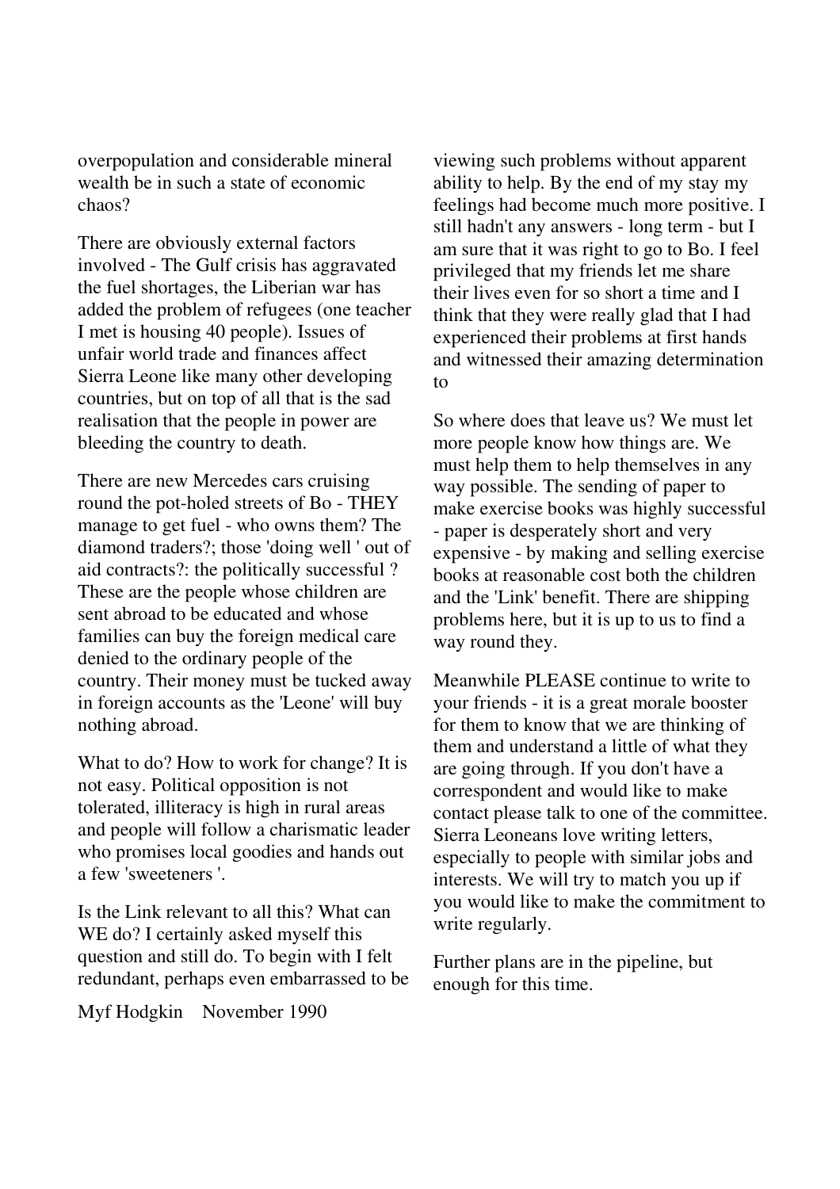overpopulation and considerable mineral wealth be in such a state of economic chaos?

There are obviously external factors involved - The Gulf crisis has aggravated the fuel shortages, the Liberian war has added the problem of refugees (one teacher I met is housing 40 people). Issues of unfair world trade and finances affect Sierra Leone like many other developing countries, but on top of all that is the sad realisation that the people in power are bleeding the country to death.

There are new Mercedes cars cruising round the pot-holed streets of Bo - THEY manage to get fuel - who owns them? The diamond traders?; those 'doing well ' out of aid contracts?: the politically successful ? These are the people whose children are sent abroad to be educated and whose families can buy the foreign medical care denied to the ordinary people of the country. Their money must be tucked away in foreign accounts as the 'Leone' will buy nothing abroad.

What to do? How to work for change? It is not easy. Political opposition is not tolerated, illiteracy is high in rural areas and people will follow a charismatic leader who promises local goodies and hands out a few 'sweeteners '.

Is the Link relevant to all this? What can WE do? I certainly asked myself this question and still do. To begin with I felt redundant, perhaps even embarrassed to be viewing such problems without apparent ability to help. By the end of my stay my feelings had become much more positive. I still hadn't any answers - long term - but I am sure that it was right to go to Bo. I feel privileged that my friends let me share their lives even for so short a time and I think that they were really glad that I had experienced their problems at first hands and witnessed their amazing determination to

So where does that leave us? We must let more people know how things are. We must help them to help themselves in any way possible. The sending of paper to make exercise books was highly successful - paper is desperately short and very expensive - by making and selling exercise books at reasonable cost both the children and the 'Link' benefit. There are shipping problems here, but it is up to us to find a way round they.

Meanwhile PLEASE continue to write to your friends - it is a great morale booster for them to know that we are thinking of them and understand a little of what they are going through. If you don't have a correspondent and would like to make contact please talk to one of the committee. Sierra Leoneans love writing letters, especially to people with similar jobs and interests. We will try to match you up if you would like to make the commitment to write regularly.

Further plans are in the pipeline, but enough for this time.

Myf Hodgkin November 1990